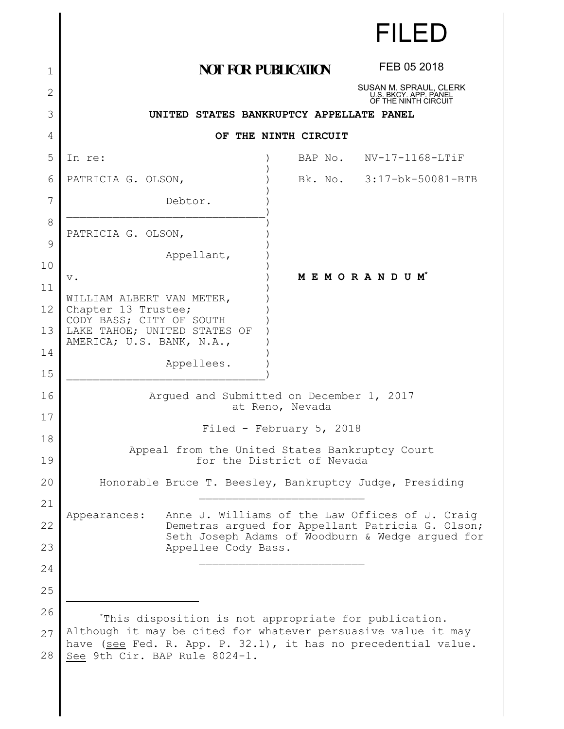FILED

FEB 05 2018

SUSAN M. SPRAUL, CLERK
U.S. BKCY. APP. PANEL
OF THE NINTH CIRCUIT

**NOT FOR PUBLICATION**

**UNITED STATES BANKRUPTCY APPELLATE PANEL**

**OF THE NINTH CIRCUIT**

| | |
|---|---|
| In re:<br><br>PATRICIA G. OLSON,<br><br>Debtor. | BAP No. NV-17-1168-LTiF<br><br>Bk. No. 3:17-bk-50081-BTB |
| PATRICIA G. OLSON,<br><br>Appellant,<br><br>v.<br><br>WILLIAM ALBERT VAN METER, Chapter 13 Trustee; CODY BASS; CITY OF SOUTH LAKE TAHOE; UNITED STATES OF AMERICA; U.S. BANK, N.A.,<br><br>Appellees. | **M E M O R A N D U M**[*] |

Argued and Submitted on December 1, 2017
at Reno, Nevada

Filed - February 5, 2018

Appeal from the United States Bankruptcy Court
for the District of Nevada

Honorable Bruce T. Beesley, Bankruptcy Judge, Presiding

---

Appearances: Anne J. Williams of the Law Offices of J. Craig Demetras argued for Appellant Patricia G. Olson; Seth Joseph Adams of Woodburn & Wedge argued for Appellee Cody Bass.

---

[*]This disposition is not appropriate for publication. Although it may be cited for whatever persuasive value it may have (see Fed. R. App. P. 32.1), it has no precedential value. See 9th Cir. BAP Rule 8024-1.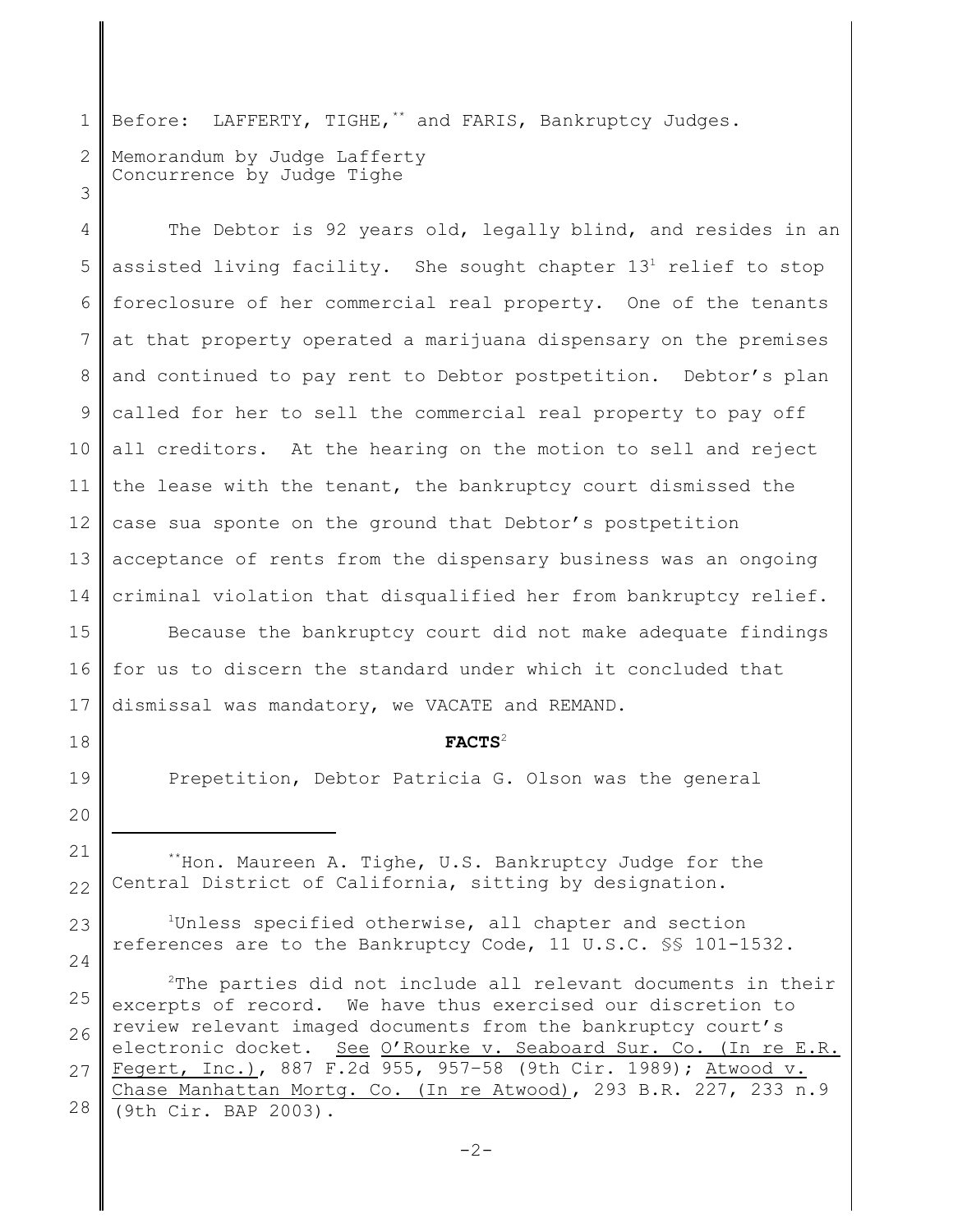Before: LAFFERTY, TIGHE,[**] and FARIS, Bankruptcy Judges.

Memorandum by Judge Lafferty
Concurrence by Judge Tighe

The Debtor is 92 years old, legally blind, and resides in an assisted living facility. She sought chapter 13[1] relief to stop foreclosure of her commercial real property. One of the tenants at that property operated a marijuana dispensary on the premises and continued to pay rent to Debtor postpetition. Debtor's plan called for her to sell the commercial real property to pay off all creditors. At the hearing on the motion to sell and reject the lease with the tenant, the bankruptcy court dismissed the case sua sponte on the ground that Debtor's postpetition acceptance of rents from the dispensary business was an ongoing criminal violation that disqualified her from bankruptcy relief.

Because the bankruptcy court did not make adequate findings for us to discern the standard under which it concluded that dismissal was mandatory, we VACATE and REMAND.

**FACTS**[2]

Prepetition, Debtor Patricia G. Olson was the general

---

[**] Hon. Maureen A. Tighe, U.S. Bankruptcy Judge for the Central District of California, sitting by designation.

[1] Unless specified otherwise, all chapter and section references are to the Bankruptcy Code, 11 U.S.C. §§ 101-1532.

[2] The parties did not include all relevant documents in their excerpts of record. We have thus exercised our discretion to review relevant imaged documents from the bankruptcy court's electronic docket. See O'Rourke v. Seaboard Sur. Co. (In re E.R. Fegert, Inc.), 887 F.2d 955, 957–58 (9th Cir. 1989); Atwood v. Chase Manhattan Mortg. Co. (In re Atwood), 293 B.R. 227, 233 n.9 (9th Cir. BAP 2003).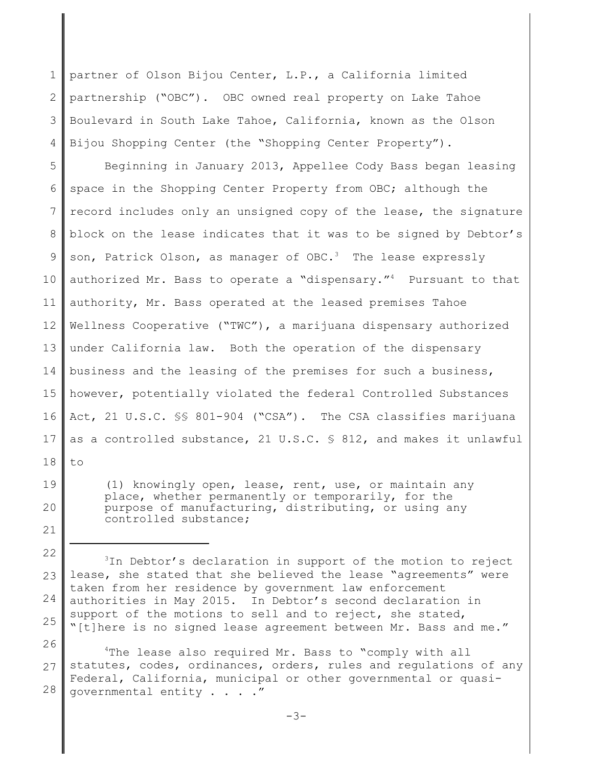partner of Olson Bijou Center, L.P., a California limited partnership ("OBC"). OBC owned real property on Lake Tahoe Boulevard in South Lake Tahoe, California, known as the Olson Bijou Shopping Center (the "Shopping Center Property").

Beginning in January 2013, Appellee Cody Bass began leasing space in the Shopping Center Property from OBC; although the record includes only an unsigned copy of the lease, the signature block on the lease indicates that it was to be signed by Debtor's son, Patrick Olson, as manager of OBC.[3] The lease expressly authorized Mr. Bass to operate a "dispensary."[4] Pursuant to that authority, Mr. Bass operated at the leased premises Tahoe Wellness Cooperative ("TWC"), a marijuana dispensary authorized under California law. Both the operation of the dispensary business and the leasing of the premises for such a business, however, potentially violated the federal Controlled Substances Act, 21 U.S.C. §§ 801-904 ("CSA"). The CSA classifies marijuana as a controlled substance, 21 U.S.C. § 812, and makes it unlawful to

> (1) knowingly open, lease, rent, use, or maintain any place, whether permanently or temporarily, for the purpose of manufacturing, distributing, or using any controlled substance;

---

[3] In Debtor's declaration in support of the motion to reject lease, she stated that she believed the lease "agreements" were taken from her residence by government law enforcement authorities in May 2015. In Debtor's second declaration in support of the motions to sell and to reject, she stated, "[t]here is no signed lease agreement between Mr. Bass and me."

[4] The lease also required Mr. Bass to "comply with all statutes, codes, ordinances, orders, rules and regulations of any Federal, California, municipal or other governmental or quasi-governmental entity . . . ."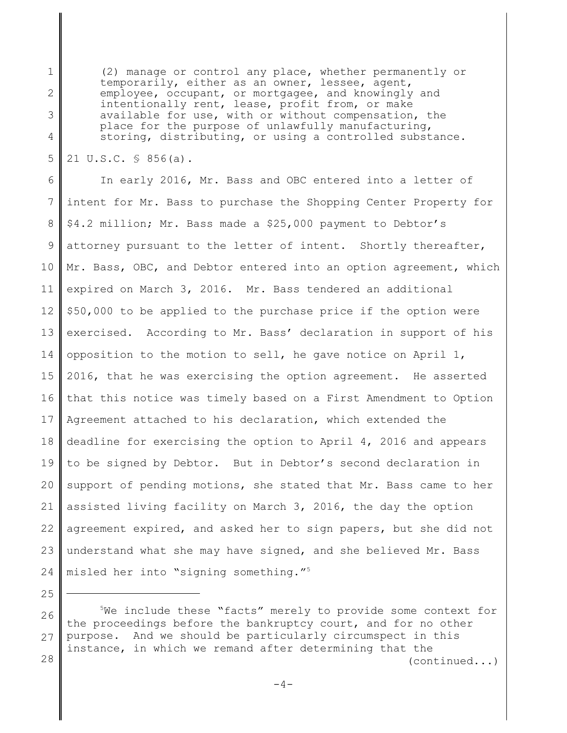> (2) manage or control any place, whether permanently or temporarily, either as an owner, lessee, agent, employee, occupant, or mortgagee, and knowingly and intentionally rent, lease, profit from, or make available for use, with or without compensation, the place for the purpose of unlawfully manufacturing, storing, distributing, or using a controlled substance.

21 U.S.C. § 856(a).

In early 2016, Mr. Bass and OBC entered into a letter of intent for Mr. Bass to purchase the Shopping Center Property for \$4.2 million; Mr. Bass made a \$25,000 payment to Debtor's attorney pursuant to the letter of intent. Shortly thereafter, Mr. Bass, OBC, and Debtor entered into an option agreement, which expired on March 3, 2016. Mr. Bass tendered an additional \$50,000 to be applied to the purchase price if the option were exercised. According to Mr. Bass' declaration in support of his opposition to the motion to sell, he gave notice on April 1, 2016, that he was exercising the option agreement. He asserted that this notice was timely based on a First Amendment to Option Agreement attached to his declaration, which extended the deadline for exercising the option to April 4, 2016 and appears to be signed by Debtor. But in Debtor's second declaration in support of pending motions, she stated that Mr. Bass came to her assisted living facility on March 3, 2016, the day the option agreement expired, and asked her to sign papers, but she did not understand what she may have signed, and she believed Mr. Bass misled her into "signing something."[5]

---

[5]We include these "facts" merely to provide some context for the proceedings before the bankruptcy court, and for no other purpose. And we should be particularly circumspect in this instance, in which we remand after determining that the (continued...)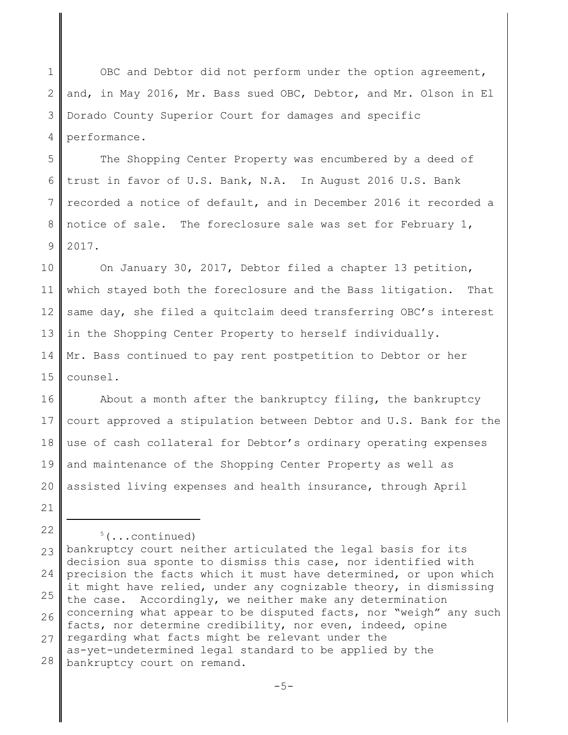OBC and Debtor did not perform under the option agreement, and, in May 2016, Mr. Bass sued OBC, Debtor, and Mr. Olson in El Dorado County Superior Court for damages and specific performance.

The Shopping Center Property was encumbered by a deed of trust in favor of U.S. Bank, N.A. In August 2016 U.S. Bank recorded a notice of default, and in December 2016 it recorded a notice of sale. The foreclosure sale was set for February 1, 2017.

On January 30, 2017, Debtor filed a chapter 13 petition, which stayed both the foreclosure and the Bass litigation. That same day, she filed a quitclaim deed transferring OBC's interest in the Shopping Center Property to herself individually. Mr. Bass continued to pay rent postpetition to Debtor or her counsel.

About a month after the bankruptcy filing, the bankruptcy court approved a stipulation between Debtor and U.S. Bank for the use of cash collateral for Debtor's ordinary operating expenses and maintenance of the Shopping Center Property as well as assisted living expenses and health insurance, through April

---

[5](...continued)
bankruptcy court neither articulated the legal basis for its decision sua sponte to dismiss this case, nor identified with precision the facts which it must have determined, or upon which it might have relied, under any cognizable theory, in dismissing the case. Accordingly, we neither make any determination concerning what appear to be disputed facts, nor "weigh" any such facts, nor determine credibility, nor even, indeed, opine regarding what facts might be relevant under the as-yet-undetermined legal standard to be applied by the bankruptcy court on remand.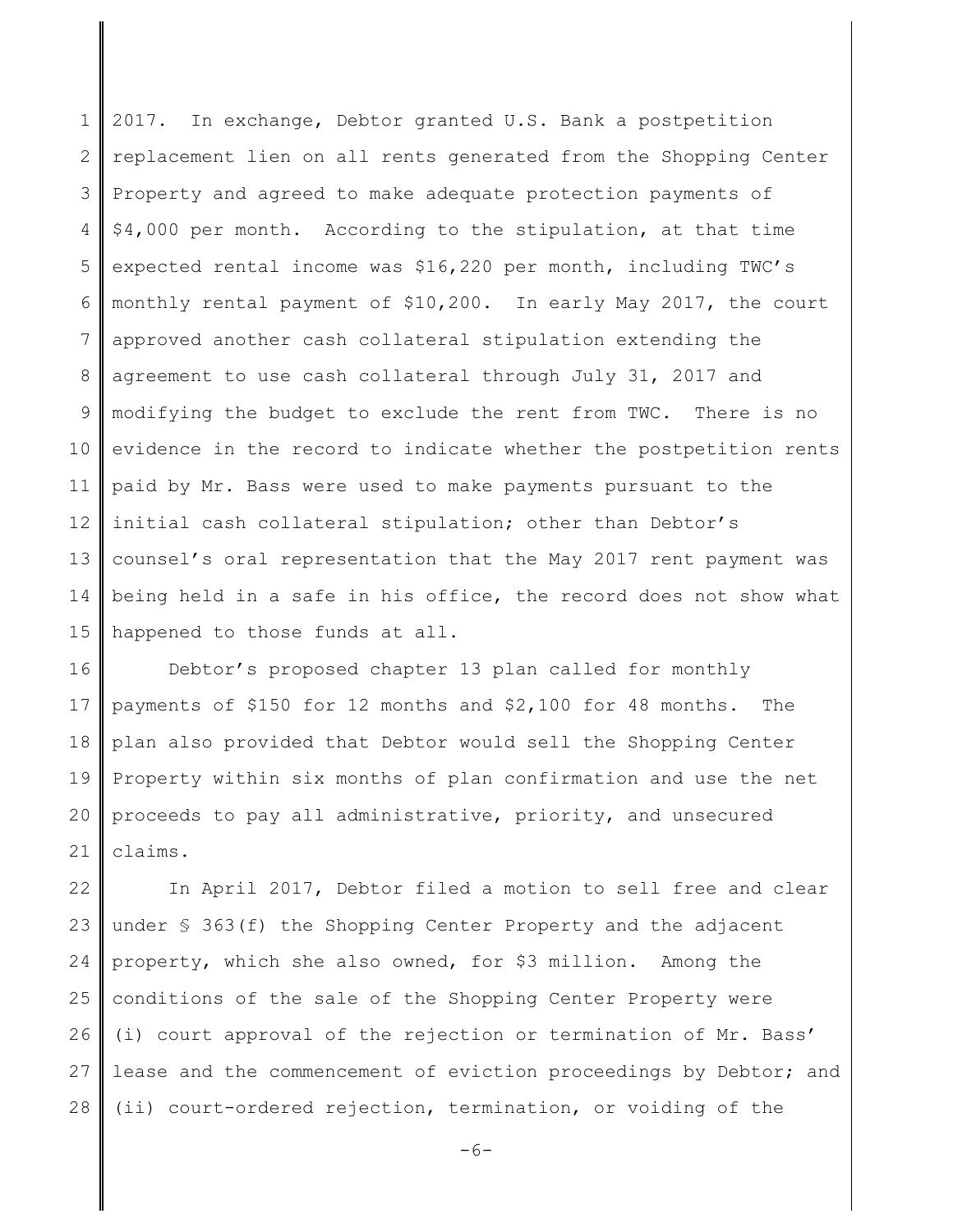2017. In exchange, Debtor granted U.S. Bank a postpetition replacement lien on all rents generated from the Shopping Center Property and agreed to make adequate protection payments of $4,000 per month. According to the stipulation, at that time expected rental income was $16,220 per month, including TWC's monthly rental payment of $10,200. In early May 2017, the court approved another cash collateral stipulation extending the agreement to use cash collateral through July 31, 2017 and modifying the budget to exclude the rent from TWC. There is no evidence in the record to indicate whether the postpetition rents paid by Mr. Bass were used to make payments pursuant to the initial cash collateral stipulation; other than Debtor's counsel's oral representation that the May 2017 rent payment was being held in a safe in his office, the record does not show what happened to those funds at all.

Debtor's proposed chapter 13 plan called for monthly payments of $150 for 12 months and $2,100 for 48 months. The plan also provided that Debtor would sell the Shopping Center Property within six months of plan confirmation and use the net proceeds to pay all administrative, priority, and unsecured claims.

In April 2017, Debtor filed a motion to sell free and clear under § 363(f) the Shopping Center Property and the adjacent property, which she also owned, for $3 million. Among the conditions of the sale of the Shopping Center Property were (i) court approval of the rejection or termination of Mr. Bass' lease and the commencement of eviction proceedings by Debtor; and (ii) court-ordered rejection, termination, or voiding of the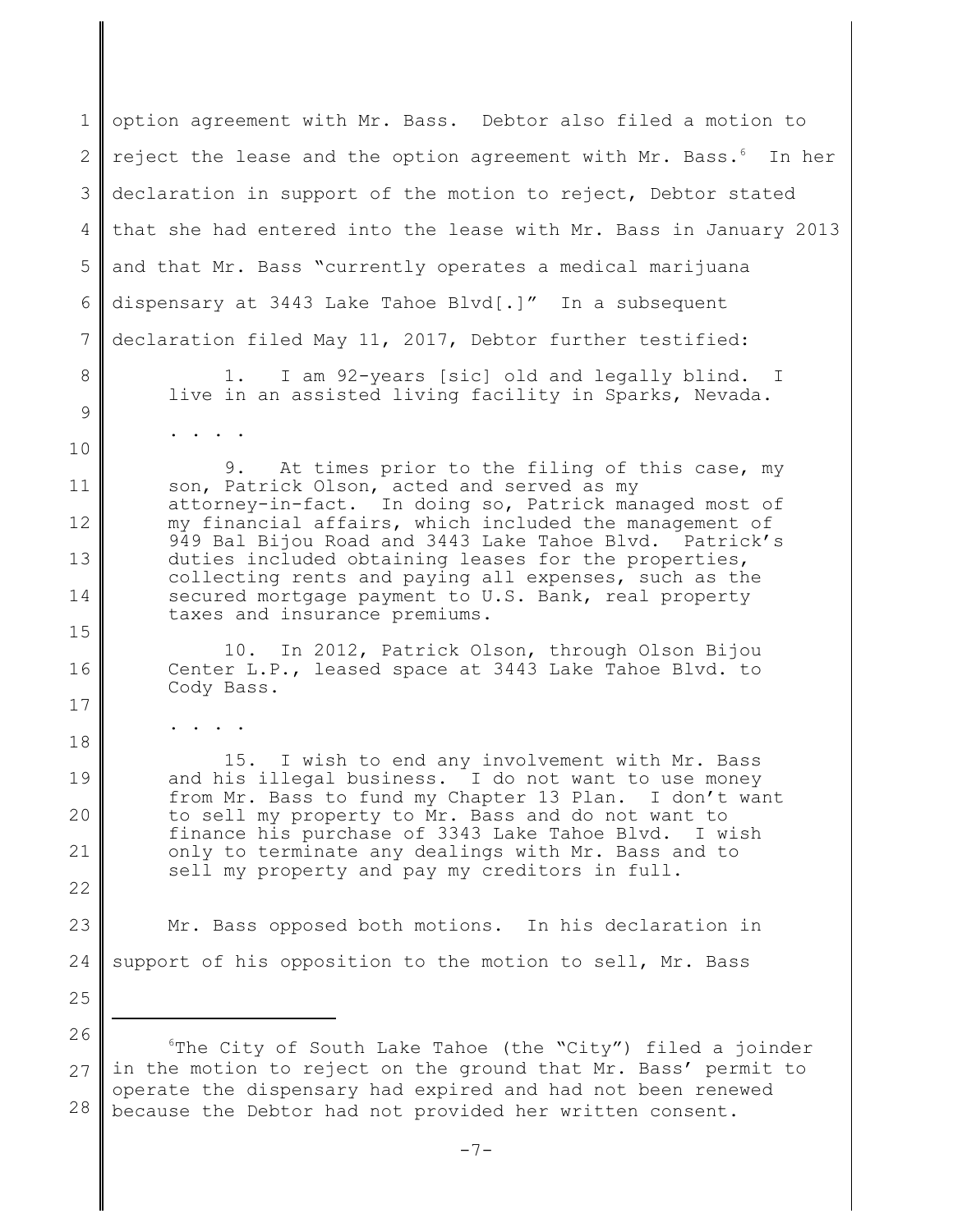option agreement with Mr. Bass. Debtor also filed a motion to reject the lease and the option agreement with Mr. Bass.[6] In her declaration in support of the motion to reject, Debtor stated that she had entered into the lease with Mr. Bass in January 2013 and that Mr. Bass "currently operates a medical marijuana dispensary at 3443 Lake Tahoe Blvd[.]" In a subsequent declaration filed May 11, 2017, Debtor further testified:

> 1. I am 92-years [sic] old and legally blind. I live in an assisted living facility in Sparks, Nevada.
>
> . . . .
>
> 9. At times prior to the filing of this case, my son, Patrick Olson, acted and served as my attorney-in-fact. In doing so, Patrick managed most of my financial affairs, which included the management of 949 Bal Bijou Road and 3443 Lake Tahoe Blvd. Patrick's duties included obtaining leases for the properties, collecting rents and paying all expenses, such as the secured mortgage payment to U.S. Bank, real property taxes and insurance premiums.
>
> 10. In 2012, Patrick Olson, through Olson Bijou Center L.P., leased space at 3443 Lake Tahoe Blvd. to Cody Bass.
>
> . . . .
>
> 15. I wish to end any involvement with Mr. Bass and his illegal business. I do not want to use money from Mr. Bass to fund my Chapter 13 Plan. I don't want to sell my property to Mr. Bass and do not want to finance his purchase of 3343 Lake Tahoe Blvd. I wish only to terminate any dealings with Mr. Bass and to sell my property and pay my creditors in full.

Mr. Bass opposed both motions. In his declaration in support of his opposition to the motion to sell, Mr. Bass

---

[6] The City of South Lake Tahoe (the "City") filed a joinder in the motion to reject on the ground that Mr. Bass' permit to operate the dispensary had expired and had not been renewed because the Debtor had not provided her written consent.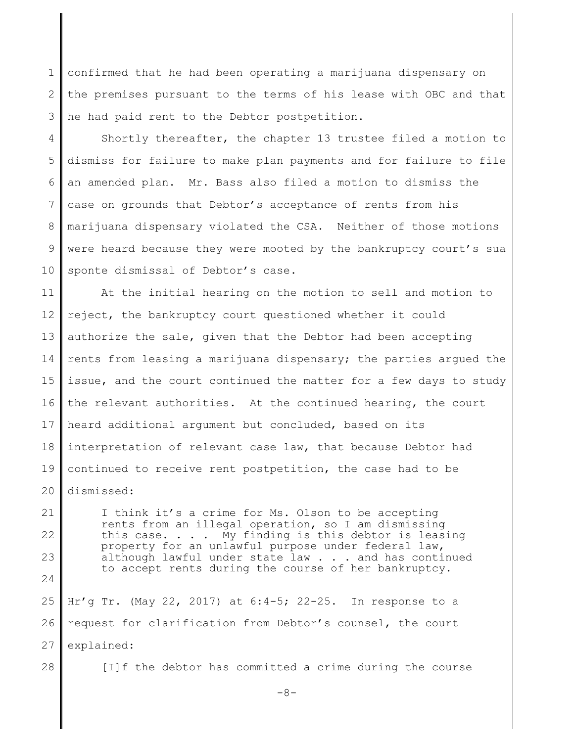confirmed that he had been operating a marijuana dispensary on the premises pursuant to the terms of his lease with OBC and that he had paid rent to the Debtor postpetition.

Shortly thereafter, the chapter 13 trustee filed a motion to dismiss for failure to make plan payments and for failure to file an amended plan. Mr. Bass also filed a motion to dismiss the case on grounds that Debtor's acceptance of rents from his marijuana dispensary violated the CSA. Neither of those motions were heard because they were mooted by the bankruptcy court's sua sponte dismissal of Debtor's case.

At the initial hearing on the motion to sell and motion to reject, the bankruptcy court questioned whether it could authorize the sale, given that the Debtor had been accepting rents from leasing a marijuana dispensary; the parties argued the issue, and the court continued the matter for a few days to study the relevant authorities. At the continued hearing, the court heard additional argument but concluded, based on its interpretation of relevant case law, that because Debtor had continued to receive rent postpetition, the case had to be dismissed:

> I think it's a crime for Ms. Olson to be accepting rents from an illegal operation, so I am dismissing this case. . . . My finding is this debtor is leasing property for an unlawful purpose under federal law, although lawful under state law . . . and has continued to accept rents during the course of her bankruptcy.

Hr'g Tr. (May 22, 2017) at 6:4-5; 22-25. In response to a request for clarification from Debtor's counsel, the court explained:

> [I]f the debtor has committed a crime during the course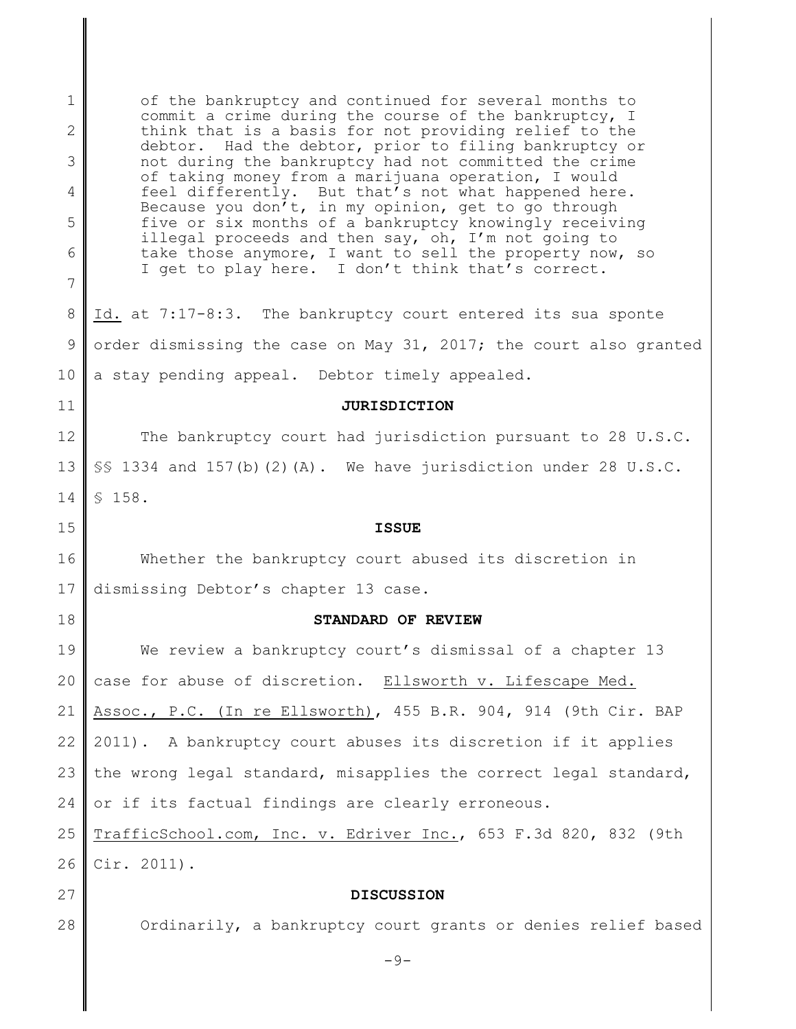> of the bankruptcy and continued for several months to commit a crime during the course of the bankruptcy, I think that is a basis for not providing relief to the debtor. Had the debtor, prior to filing bankruptcy or not during the bankruptcy had not committed the crime of taking money from a marijuana operation, I would feel differently. But that's not what happened here. Because you don't, in my opinion, get to go through five or six months of a bankruptcy knowingly receiving illegal proceeds and then say, oh, I'm not going to take those anymore, I want to sell the property now, so I get to play here. I don't think that's correct.

Id. at 7:17-8:3. The bankruptcy court entered its sua sponte order dismissing the case on May 31, 2017; the court also granted a stay pending appeal. Debtor timely appealed.

**JURISDICTION**

The bankruptcy court had jurisdiction pursuant to 28 U.S.C. §§ 1334 and 157(b)(2)(A). We have jurisdiction under 28 U.S.C. § 158.

**ISSUE**

Whether the bankruptcy court abused its discretion in dismissing Debtor's chapter 13 case.

**STANDARD OF REVIEW**

We review a bankruptcy court's dismissal of a chapter 13 case for abuse of discretion. Ellsworth v. Lifescape Med. Assoc., P.C. (In re Ellsworth), 455 B.R. 904, 914 (9th Cir. BAP 2011). A bankruptcy court abuses its discretion if it applies the wrong legal standard, misapplies the correct legal standard, or if its factual findings are clearly erroneous. TrafficSchool.com, Inc. v. Edriver Inc., 653 F.3d 820, 832 (9th Cir. 2011).

**DISCUSSION**

Ordinarily, a bankruptcy court grants or denies relief based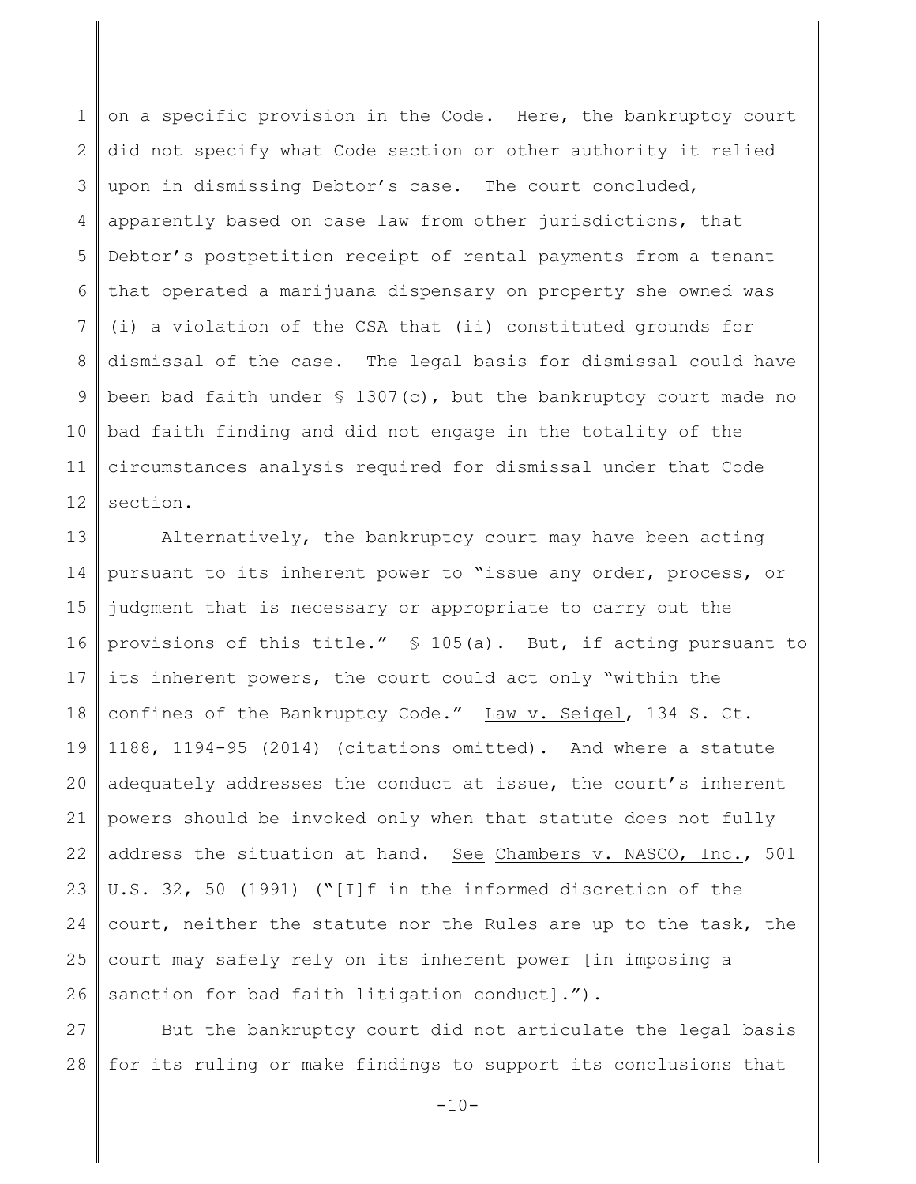on a specific provision in the Code. Here, the bankruptcy court did not specify what Code section or other authority it relied upon in dismissing Debtor's case. The court concluded, apparently based on case law from other jurisdictions, that Debtor's postpetition receipt of rental payments from a tenant that operated a marijuana dispensary on property she owned was (i) a violation of the CSA that (ii) constituted grounds for dismissal of the case. The legal basis for dismissal could have been bad faith under § 1307(c), but the bankruptcy court made no bad faith finding and did not engage in the totality of the circumstances analysis required for dismissal under that Code section.

Alternatively, the bankruptcy court may have been acting pursuant to its inherent power to "issue any order, process, or judgment that is necessary or appropriate to carry out the provisions of this title." § 105(a). But, if acting pursuant to its inherent powers, the court could act only "within the confines of the Bankruptcy Code." Law v. Seigel, 134 S. Ct. 1188, 1194-95 (2014) (citations omitted). And where a statute adequately addresses the conduct at issue, the court's inherent powers should be invoked only when that statute does not fully address the situation at hand. See Chambers v. NASCO, Inc., 501 U.S. 32, 50 (1991) ("[I]f in the informed discretion of the court, neither the statute nor the Rules are up to the task, the court may safely rely on its inherent power [in imposing a sanction for bad faith litigation conduct].").

But the bankruptcy court did not articulate the legal basis for its ruling or make findings to support its conclusions that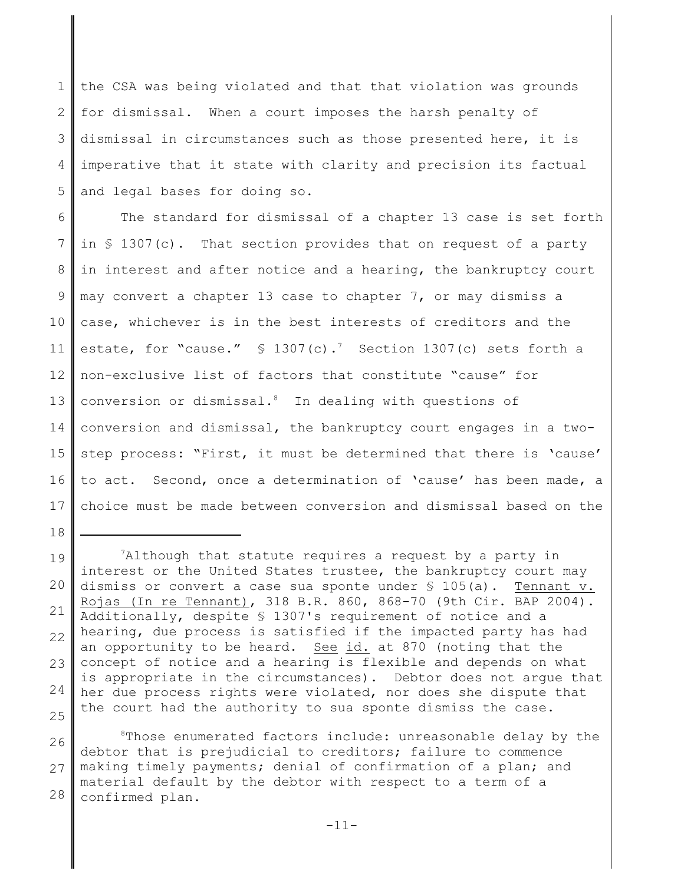the CSA was being violated and that that violation was grounds for dismissal. When a court imposes the harsh penalty of dismissal in circumstances such as those presented here, it is imperative that it state with clarity and precision its factual and legal bases for doing so.

The standard for dismissal of a chapter 13 case is set forth in § 1307(c). That section provides that on request of a party in interest and after notice and a hearing, the bankruptcy court may convert a chapter 13 case to chapter 7, or may dismiss a case, whichever is in the best interests of creditors and the estate, for "cause." § 1307(c).[7] Section 1307(c) sets forth a non-exclusive list of factors that constitute "cause" for conversion or dismissal.[8] In dealing with questions of conversion and dismissal, the bankruptcy court engages in a two-step process: "First, it must be determined that there is 'cause' to act. Second, once a determination of 'cause' has been made, a choice must be made between conversion and dismissal based on the

---

[7]Although that statute requires a request by a party in interest or the United States trustee, the bankruptcy court may dismiss or convert a case sua sponte under § 105(a). Tennant v. Rojas (In re Tennant), 318 B.R. 860, 868-70 (9th Cir. BAP 2004). Additionally, despite § 1307's requirement of notice and a hearing, due process is satisfied if the impacted party has had an opportunity to be heard. See id. at 870 (noting that the concept of notice and a hearing is flexible and depends on what is appropriate in the circumstances). Debtor does not argue that her due process rights were violated, nor does she dispute that the court had the authority to sua sponte dismiss the case.

[8]Those enumerated factors include: unreasonable delay by the debtor that is prejudicial to creditors; failure to commence making timely payments; denial of confirmation of a plan; and material default by the debtor with respect to a term of a confirmed plan.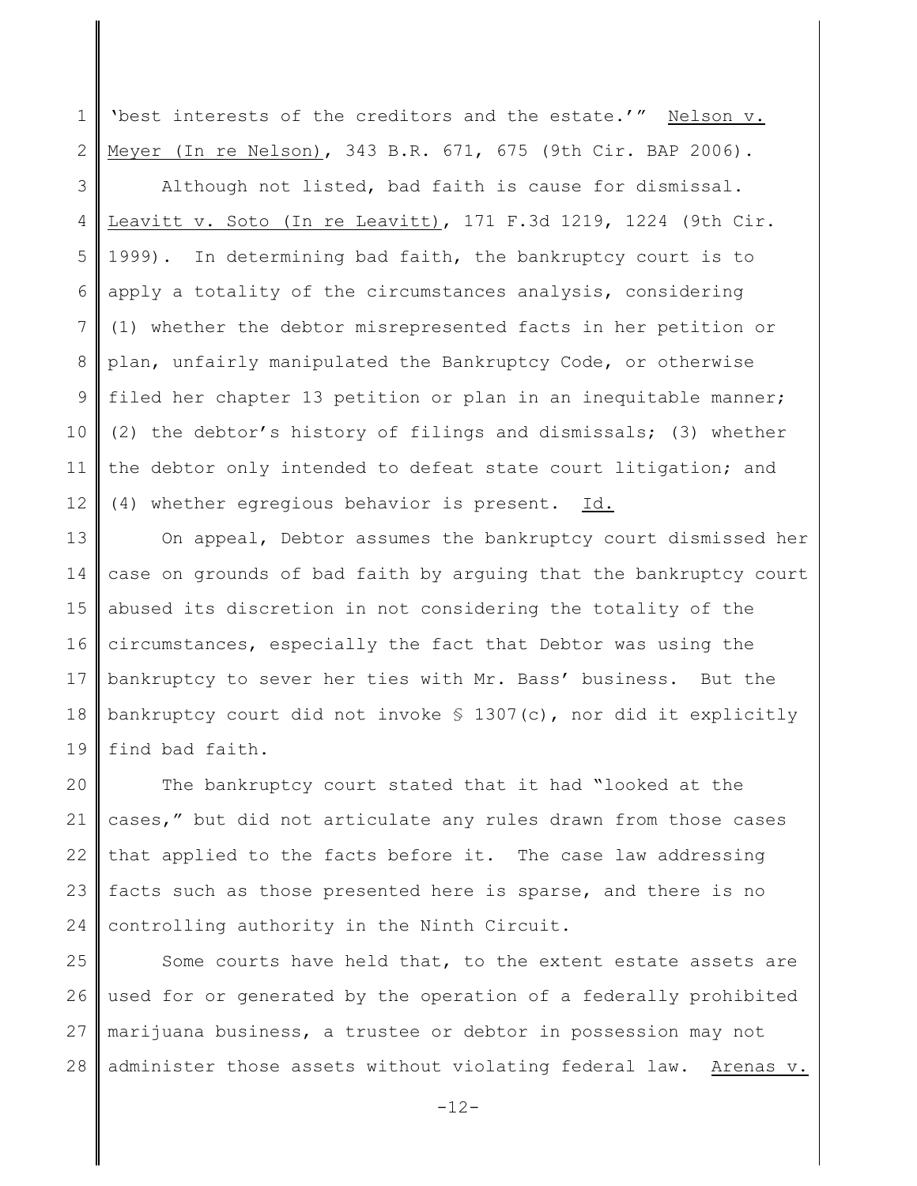'best interests of the creditors and the estate.'" Nelson v. Meyer (In re Nelson), 343 B.R. 671, 675 (9th Cir. BAP 2006).

Although not listed, bad faith is cause for dismissal. Leavitt v. Soto (In re Leavitt), 171 F.3d 1219, 1224 (9th Cir. 1999). In determining bad faith, the bankruptcy court is to apply a totality of the circumstances analysis, considering (1) whether the debtor misrepresented facts in her petition or plan, unfairly manipulated the Bankruptcy Code, or otherwise filed her chapter 13 petition or plan in an inequitable manner; (2) the debtor's history of filings and dismissals; (3) whether the debtor only intended to defeat state court litigation; and (4) whether egregious behavior is present. Id.

On appeal, Debtor assumes the bankruptcy court dismissed her case on grounds of bad faith by arguing that the bankruptcy court abused its discretion in not considering the totality of the circumstances, especially the fact that Debtor was using the bankruptcy to sever her ties with Mr. Bass' business. But the bankruptcy court did not invoke § 1307(c), nor did it explicitly find bad faith.

The bankruptcy court stated that it had "looked at the cases," but did not articulate any rules drawn from those cases that applied to the facts before it. The case law addressing facts such as those presented here is sparse, and there is no controlling authority in the Ninth Circuit.

Some courts have held that, to the extent estate assets are used for or generated by the operation of a federally prohibited marijuana business, a trustee or debtor in possession may not administer those assets without violating federal law. Arenas v.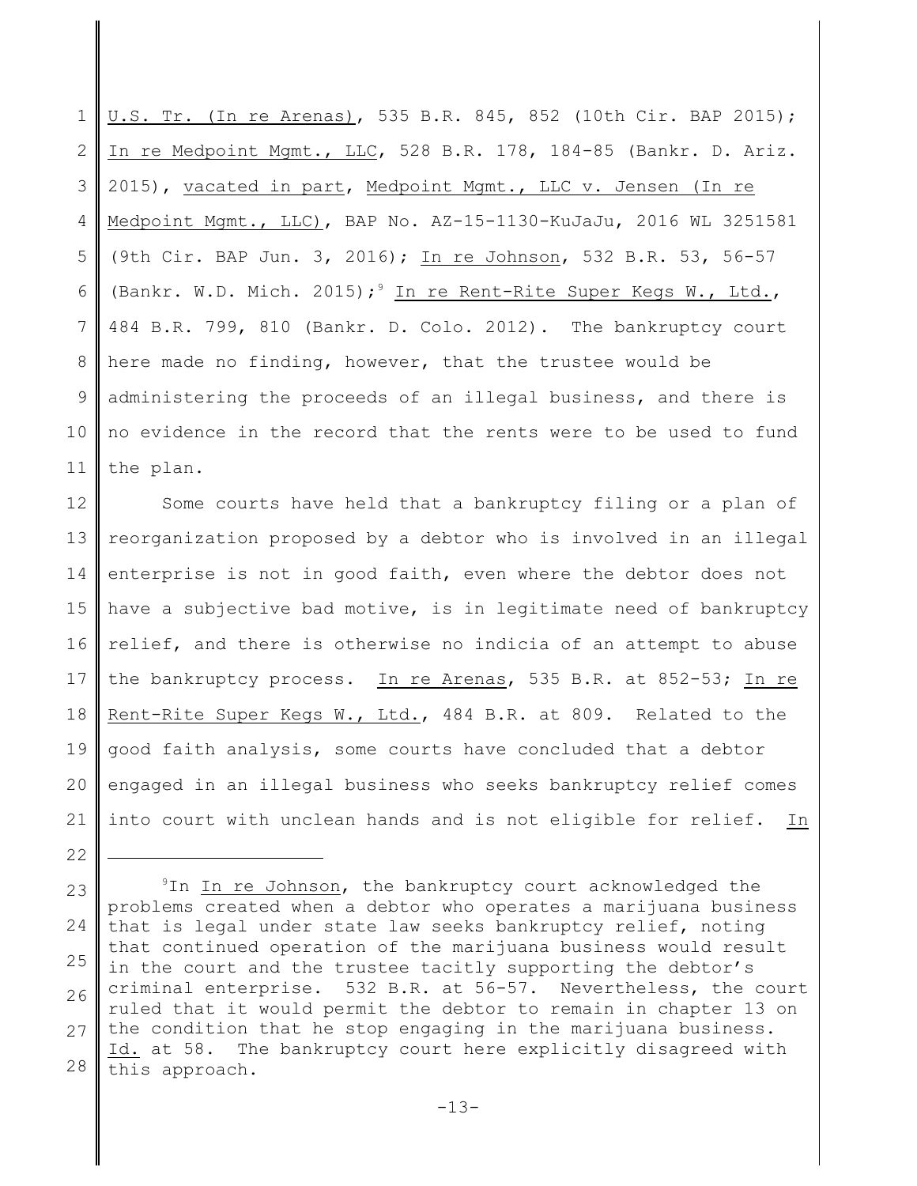U.S. Tr. (In re Arenas), 535 B.R. 845, 852 (10th Cir. BAP 2015); In re Medpoint Mgmt., LLC, 528 B.R. 178, 184-85 (Bankr. D. Ariz. 2015), vacated in part, Medpoint Mgmt., LLC v. Jensen (In re Medpoint Mgmt., LLC), BAP No. AZ-15-1130-KuJaJu, 2016 WL 3251581 (9th Cir. BAP Jun. 3, 2016); In re Johnson, 532 B.R. 53, 56-57 (Bankr. W.D. Mich. 2015);[9] In re Rent-Rite Super Kegs W., Ltd., 484 B.R. 799, 810 (Bankr. D. Colo. 2012). The bankruptcy court here made no finding, however, that the trustee would be administering the proceeds of an illegal business, and there is no evidence in the record that the rents were to be used to fund the plan.

Some courts have held that a bankruptcy filing or a plan of reorganization proposed by a debtor who is involved in an illegal enterprise is not in good faith, even where the debtor does not have a subjective bad motive, is in legitimate need of bankruptcy relief, and there is otherwise no indicia of an attempt to abuse the bankruptcy process. In re Arenas, 535 B.R. at 852-53; In re Rent-Rite Super Kegs W., Ltd., 484 B.R. at 809. Related to the good faith analysis, some courts have concluded that a debtor engaged in an illegal business who seeks bankruptcy relief comes into court with unclean hands and is not eligible for relief. In

---

[9] In In re Johnson, the bankruptcy court acknowledged the problems created when a debtor who operates a marijuana business that is legal under state law seeks bankruptcy relief, noting that continued operation of the marijuana business would result in the court and the trustee tacitly supporting the debtor's criminal enterprise. 532 B.R. at 56-57. Nevertheless, the court ruled that it would permit the debtor to remain in chapter 13 on the condition that he stop engaging in the marijuana business. Id. at 58. The bankruptcy court here explicitly disagreed with this approach.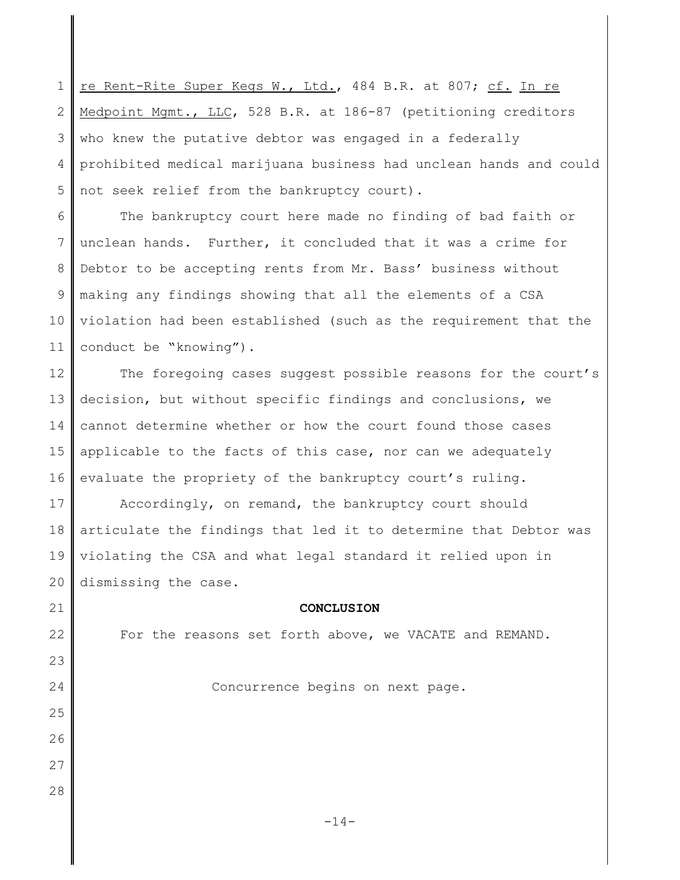re Rent-Rite Super Kegs W., Ltd., 484 B.R. at 807; cf. In re Medpoint Mgmt., LLC, 528 B.R. at 186-87 (petitioning creditors who knew the putative debtor was engaged in a federally prohibited medical marijuana business had unclean hands and could not seek relief from the bankruptcy court).

The bankruptcy court here made no finding of bad faith or unclean hands. Further, it concluded that it was a crime for Debtor to be accepting rents from Mr. Bass' business without making any findings showing that all the elements of a CSA violation had been established (such as the requirement that the conduct be "knowing").

The foregoing cases suggest possible reasons for the court's decision, but without specific findings and conclusions, we cannot determine whether or how the court found those cases applicable to the facts of this case, nor can we adequately evaluate the propriety of the bankruptcy court's ruling.

Accordingly, on remand, the bankruptcy court should articulate the findings that led it to determine that Debtor was violating the CSA and what legal standard it relied upon in dismissing the case.

## CONCLUSION

For the reasons set forth above, we VACATE and REMAND.

Concurrence begins on next page.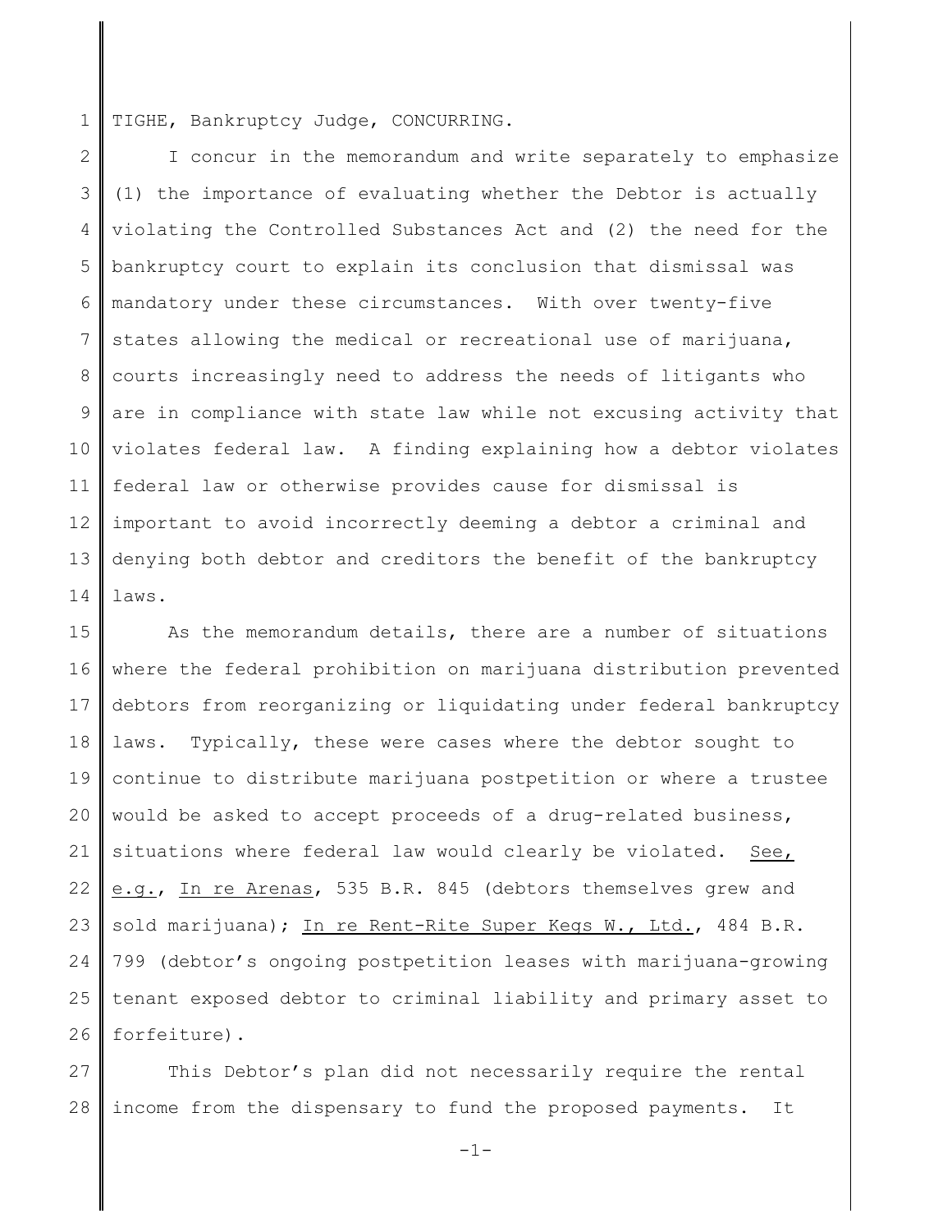TIGHE, Bankruptcy Judge, CONCURRING.

I concur in the memorandum and write separately to emphasize (1) the importance of evaluating whether the Debtor is actually violating the Controlled Substances Act and (2) the need for the bankruptcy court to explain its conclusion that dismissal was mandatory under these circumstances. With over twenty-five states allowing the medical or recreational use of marijuana, courts increasingly need to address the needs of litigants who are in compliance with state law while not excusing activity that violates federal law. A finding explaining how a debtor violates federal law or otherwise provides cause for dismissal is important to avoid incorrectly deeming a debtor a criminal and denying both debtor and creditors the benefit of the bankruptcy laws.

As the memorandum details, there are a number of situations where the federal prohibition on marijuana distribution prevented debtors from reorganizing or liquidating under federal bankruptcy laws. Typically, these were cases where the debtor sought to continue to distribute marijuana postpetition or where a trustee would be asked to accept proceeds of a drug-related business, situations where federal law would clearly be violated. See, e.g., In re Arenas, 535 B.R. 845 (debtors themselves grew and sold marijuana); In re Rent-Rite Super Kegs W., Ltd., 484 B.R. 799 (debtor's ongoing postpetition leases with marijuana-growing tenant exposed debtor to criminal liability and primary asset to forfeiture).

This Debtor's plan did not necessarily require the rental income from the dispensary to fund the proposed payments. It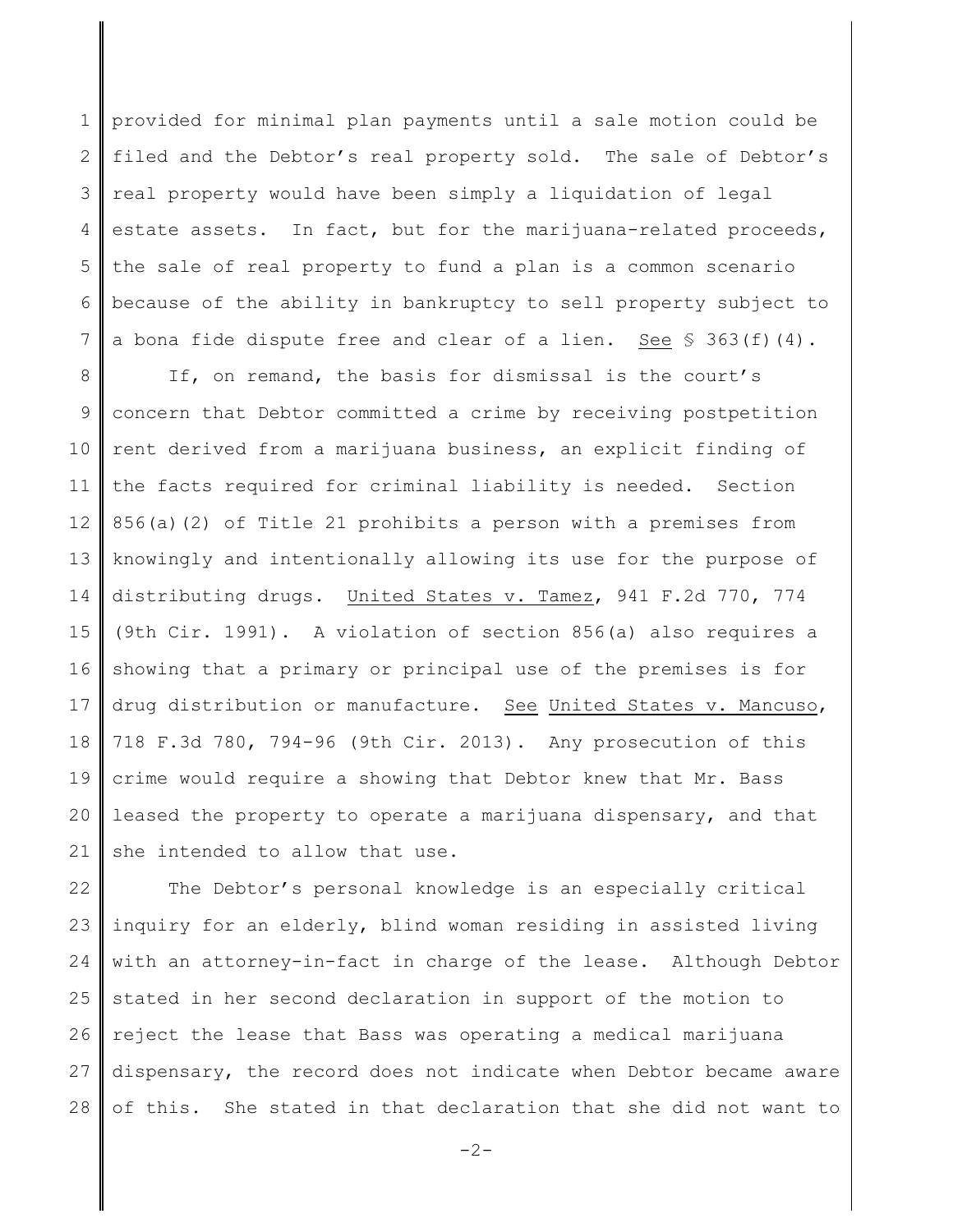provided for minimal plan payments until a sale motion could be filed and the Debtor's real property sold. The sale of Debtor's real property would have been simply a liquidation of legal estate assets. In fact, but for the marijuana-related proceeds, the sale of real property to fund a plan is a common scenario because of the ability in bankruptcy to sell property subject to a bona fide dispute free and clear of a lien. See § 363(f)(4).

If, on remand, the basis for dismissal is the court's concern that Debtor committed a crime by receiving postpetition rent derived from a marijuana business, an explicit finding of the facts required for criminal liability is needed. Section 856(a)(2) of Title 21 prohibits a person with a premises from knowingly and intentionally allowing its use for the purpose of distributing drugs. United States v. Tamez, 941 F.2d 770, 774 (9th Cir. 1991). A violation of section 856(a) also requires a showing that a primary or principal use of the premises is for drug distribution or manufacture. See United States v. Mancuso, 718 F.3d 780, 794-96 (9th Cir. 2013). Any prosecution of this crime would require a showing that Debtor knew that Mr. Bass leased the property to operate a marijuana dispensary, and that she intended to allow that use.

The Debtor's personal knowledge is an especially critical inquiry for an elderly, blind woman residing in assisted living with an attorney-in-fact in charge of the lease. Although Debtor stated in her second declaration in support of the motion to reject the lease that Bass was operating a medical marijuana dispensary, the record does not indicate when Debtor became aware of this. She stated in that declaration that she did not want to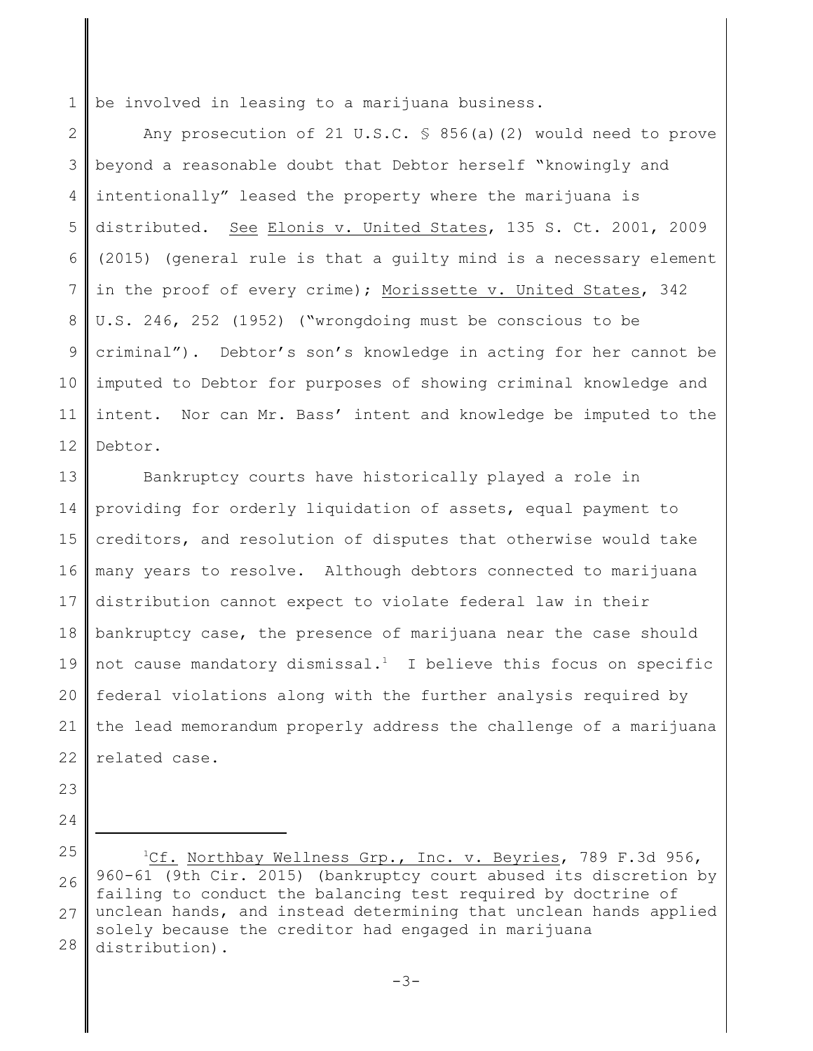be involved in leasing to a marijuana business.

Any prosecution of 21 U.S.C. § 856(a)(2) would need to prove beyond a reasonable doubt that Debtor herself "knowingly and intentionally" leased the property where the marijuana is distributed. See Elonis v. United States, 135 S. Ct. 2001, 2009 (2015) (general rule is that a guilty mind is a necessary element in the proof of every crime); Morissette v. United States, 342 U.S. 246, 252 (1952) ("wrongdoing must be conscious to be criminal"). Debtor's son's knowledge in acting for her cannot be imputed to Debtor for purposes of showing criminal knowledge and intent. Nor can Mr. Bass' intent and knowledge be imputed to the Debtor.

Bankruptcy courts have historically played a role in providing for orderly liquidation of assets, equal payment to creditors, and resolution of disputes that otherwise would take many years to resolve. Although debtors connected to marijuana distribution cannot expect to violate federal law in their bankruptcy case, the presence of marijuana near the case should not cause mandatory dismissal.[1] I believe this focus on specific federal violations along with the further analysis required by the lead memorandum properly address the challenge of a marijuana related case.

---

[1]Cf. Northbay Wellness Grp., Inc. v. Beyries, 789 F.3d 956, 960-61 (9th Cir. 2015) (bankruptcy court abused its discretion by failing to conduct the balancing test required by doctrine of unclean hands, and instead determining that unclean hands applied solely because the creditor had engaged in marijuana distribution).